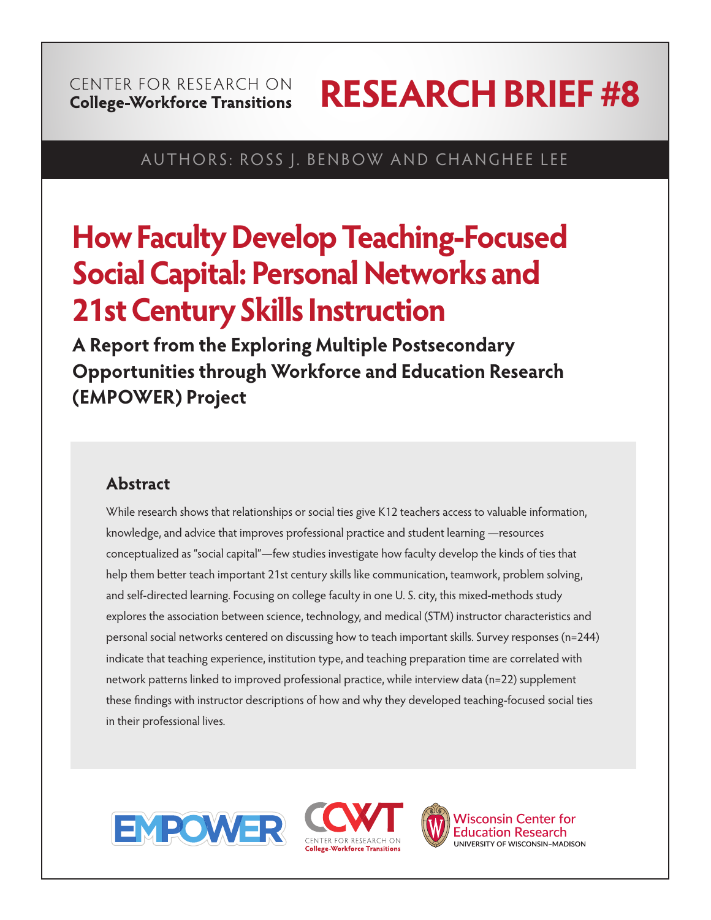CENTER FOR RESEARCH ON
**College-Workforce Transitions**

# RESEARCH BRIEF #8

AUTHORS: ROSS J. BENBOW AND CHANGHEE LEE

# How Faculty Develop Teaching-Focused Social Capital: Personal Networks and 21st Century Skills Instruction

## A Report from the Exploring Multiple Postsecondary Opportunities through Workforce and Education Research (EMPOWER) Project

### Abstract

While research shows that relationships or social ties give K12 teachers access to valuable information, knowledge, and advice that improves professional practice and student learning —resources conceptualized as "social capital"—few studies investigate how faculty develop the kinds of ties that help them better teach important 21st century skills like communication, teamwork, problem solving, and self-directed learning. Focusing on college faculty in one U. S. city, this mixed-methods study explores the association between science, technology, and medical (STM) instructor characteristics and personal social networks centered on discussing how to teach important skills. Survey responses (n=244) indicate that teaching experience, institution type, and teaching preparation time are correlated with network patterns linked to improved professional practice, while interview data (n=22) supplement these findings with instructor descriptions of how and why they developed teaching-focused social ties in their professional lives.

EMPOWER | CCWT — CENTER FOR RESEARCH ON College-Workforce Transitions | Wisconsin Center for Education Research, UNIVERSITY OF WISCONSIN–MADISON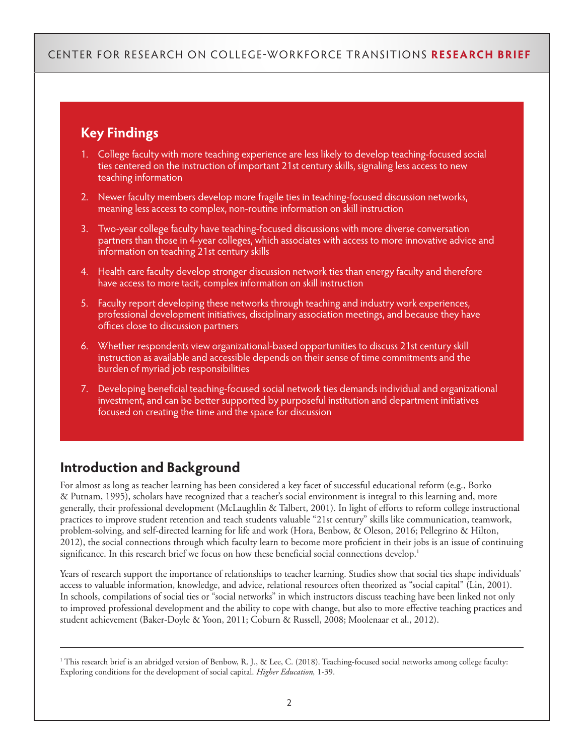## Key Findings

1. College faculty with more teaching experience are less likely to develop teaching-focused social ties centered on the instruction of important 21st century skills, signaling less access to new teaching information
2. Newer faculty members develop more fragile ties in teaching-focused discussion networks, meaning less access to complex, non-routine information on skill instruction
3. Two-year college faculty have teaching-focused discussions with more diverse conversation partners than those in 4-year colleges, which associates with access to more innovative advice and information on teaching 21st century skills
4. Health care faculty develop stronger discussion network ties than energy faculty and therefore have access to more tacit, complex information on skill instruction
5. Faculty report developing these networks through teaching and industry work experiences, professional development initiatives, disciplinary association meetings, and because they have offices close to discussion partners
6. Whether respondents view organizational-based opportunities to discuss 21st century skill instruction as available and accessible depends on their sense of time commitments and the burden of myriad job responsibilities
7. Developing beneficial teaching-focused social network ties demands individual and organizational investment, and can be better supported by purposeful institution and department initiatives focused on creating the time and the space for discussion

## Introduction and Background

For almost as long as teacher learning has been considered a key facet of successful educational reform (e.g., Borko & Putnam, 1995), scholars have recognized that a teacher's social environment is integral to this learning and, more generally, their professional development (McLaughlin & Talbert, 2001). In light of efforts to reform college instructional practices to improve student retention and teach students valuable "21st century" skills like communication, teamwork, problem-solving, and self-directed learning for life and work (Hora, Benbow, & Oleson, 2016; Pellegrino & Hilton, 2012), the social connections through which faculty learn to become more proficient in their jobs is an issue of continuing significance. In this research brief we focus on how these beneficial social connections develop.[1]

Years of research support the importance of relationships to teacher learning. Studies show that social ties shape individuals' access to valuable information, knowledge, and advice, relational resources often theorized as "social capital" (Lin, 2001). In schools, compilations of social ties or "social networks" in which instructors discuss teaching have been linked not only to improved professional development and the ability to cope with change, but also to more effective teaching practices and student achievement (Baker-Doyle & Yoon, 2011; Coburn & Russell, 2008; Moolenaar et al., 2012).

---

[1] This research brief is an abridged version of Benbow, R. J., & Lee, C. (2018). Teaching-focused social networks among college faculty: Exploring conditions for the development of social capital. *Higher Education,* 1-39.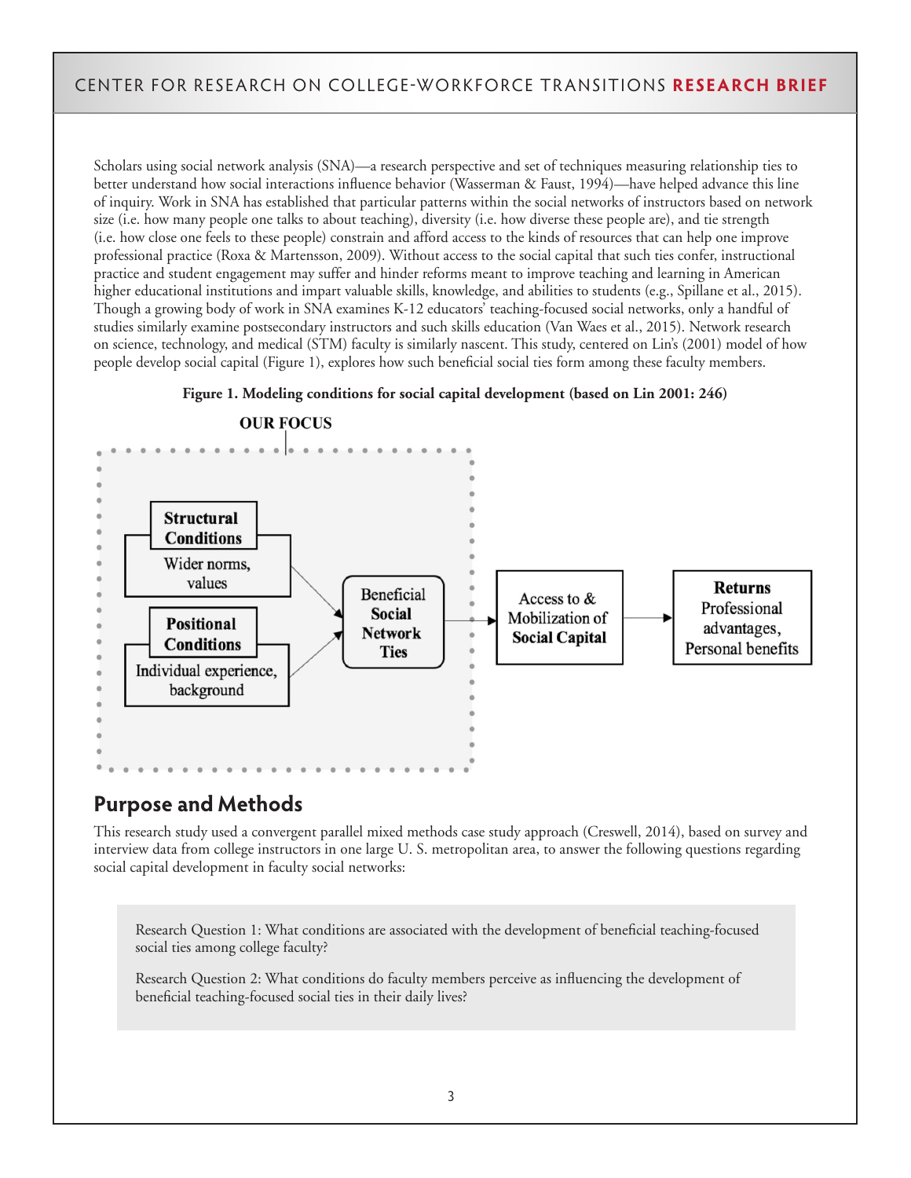Scholars using social network analysis (SNA)—a research perspective and set of techniques measuring relationship ties to better understand how social interactions influence behavior (Wasserman & Faust, 1994)—have helped advance this line of inquiry. Work in SNA has established that particular patterns within the social networks of instructors based on network size (i.e. how many people one talks to about teaching), diversity (i.e. how diverse these people are), and tie strength (i.e. how close one feels to these people) constrain and afford access to the kinds of resources that can help one improve professional practice (Roxa & Martensson, 2009). Without access to the social capital that such ties confer, instructional practice and student engagement may suffer and hinder reforms meant to improve teaching and learning in American higher educational institutions and impart valuable skills, knowledge, and abilities to students (e.g., Spillane et al., 2015). Though a growing body of work in SNA examines K-12 educators' teaching-focused social networks, only a handful of studies similarly examine postsecondary instructors and such skills education (Van Waes et al., 2015). Network research on science, technology, and medical (STM) faculty is similarly nascent. This study, centered on Lin's (2001) model of how people develop social capital (Figure 1), explores how such beneficial social ties form among these faculty members.

**Figure 1. Modeling conditions for social capital development (based on Lin 2001: 246)**

**OUR FOCUS**

**Structural Conditions** – Wider norms, values → **Beneficial Social Network Ties**

**Positional Conditions** – Individual experience, background → **Beneficial Social Network Ties**

**Beneficial Social Network Ties** → Access to & Mobilization of **Social Capital** → **Returns** Professional advantages, Personal benefits

## Purpose and Methods

This research study used a convergent parallel mixed methods case study approach (Creswell, 2014), based on survey and interview data from college instructors in one large U. S. metropolitan area, to answer the following questions regarding social capital development in faculty social networks:

> Research Question 1: What conditions are associated with the development of beneficial teaching-focused social ties among college faculty?
>
> Research Question 2: What conditions do faculty members perceive as influencing the development of beneficial teaching-focused social ties in their daily lives?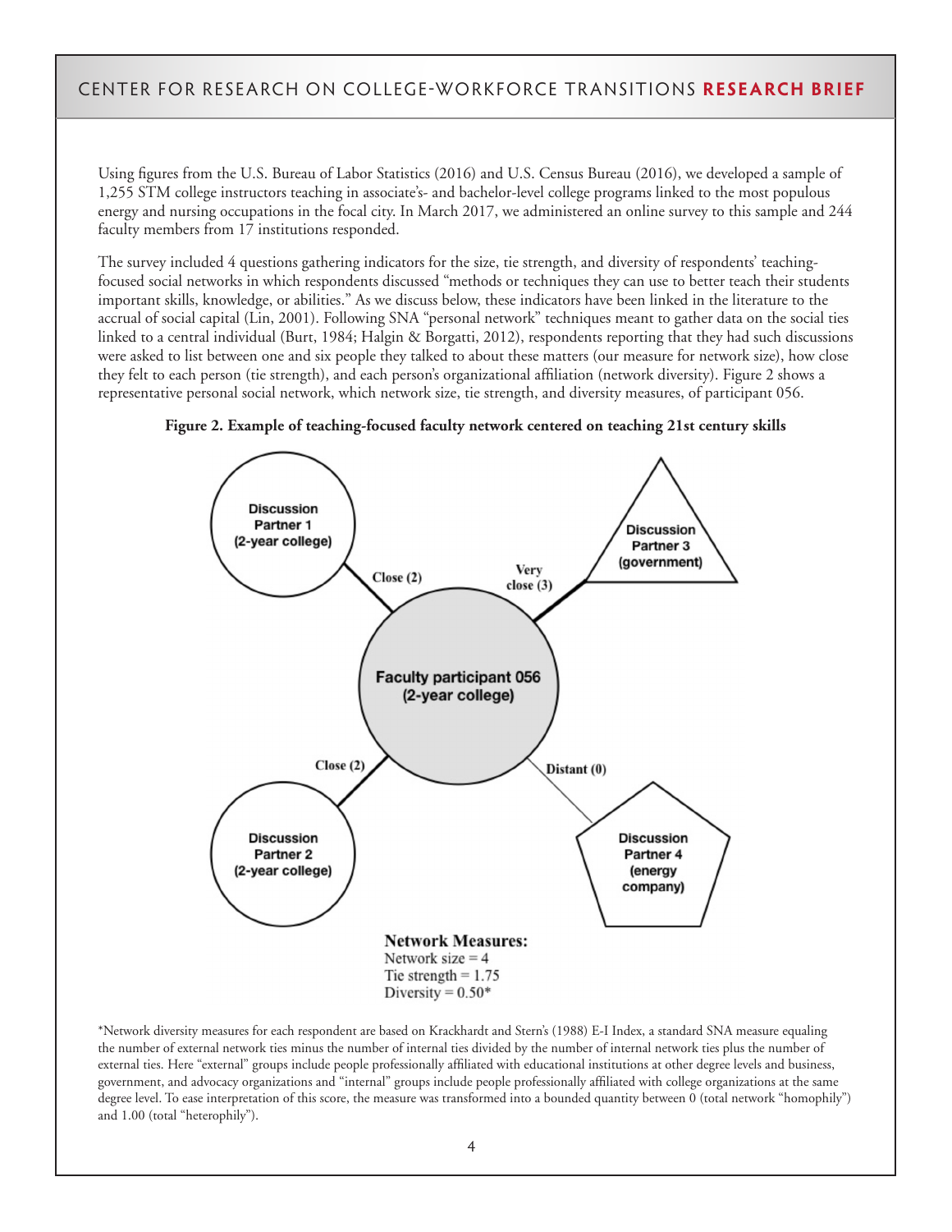Using figures from the U.S. Bureau of Labor Statistics (2016) and U.S. Census Bureau (2016), we developed a sample of 1,255 STM college instructors teaching in associate's- and bachelor-level college programs linked to the most populous energy and nursing occupations in the focal city. In March 2017, we administered an online survey to this sample and 244 faculty members from 17 institutions responded.

The survey included 4 questions gathering indicators for the size, tie strength, and diversity of respondents' teaching-focused social networks in which respondents discussed "methods or techniques they can use to better teach their students important skills, knowledge, or abilities." As we discuss below, these indicators have been linked in the literature to the accrual of social capital (Lin, 2001). Following SNA "personal network" techniques meant to gather data on the social ties linked to a central individual (Burt, 1984; Halgin & Borgatti, 2012), respondents reporting that they had such discussions were asked to list between one and six people they talked to about these matters (our measure for network size), how close they felt to each person (tie strength), and each person's organizational affiliation (network diversity). Figure 2 shows a representative personal social network, which network size, tie strength, and diversity measures, of participant 056.

**Figure 2. Example of teaching-focused faculty network centered on teaching 21st century skills**

Discussion Partner 1 (2-year college) — Close (2)

Discussion Partner 3 (government) — Very close (3)

Faculty participant 056 (2-year college)

Discussion Partner 2 (2-year college) — Close (2)

Discussion Partner 4 (energy company) — Distant (0)

**Network Measures:**
Network size = 4
Tie strength = 1.75
Diversity = 0.50*

*Network diversity measures for each respondent are based on Krackhardt and Stern's (1988) E-I Index, a standard SNA measure equaling the number of external network ties minus the number of internal ties divided by the number of internal network ties plus the number of external ties. Here "external" groups include people professionally affiliated with educational institutions at other degree levels and business, government, and advocacy organizations and "internal" groups include people professionally affiliated with college organizations at the same degree level. To ease interpretation of this score, the measure was transformed into a bounded quantity between 0 (total network "homophily") and 1.00 (total "heterophily").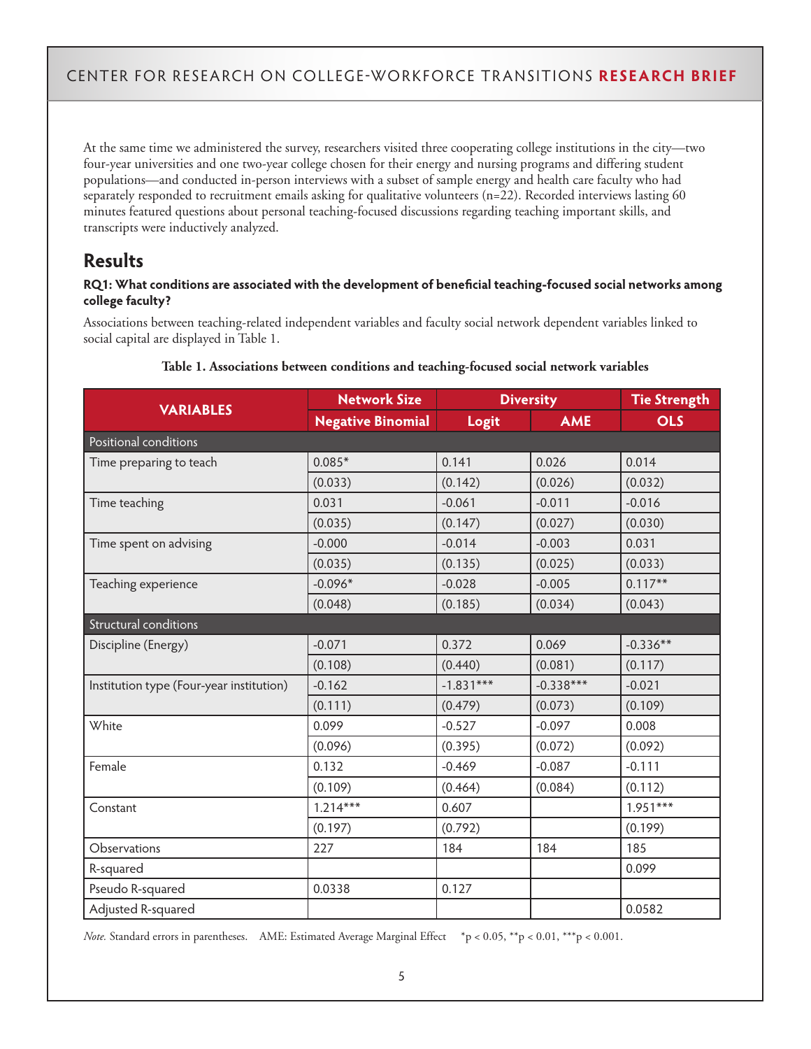At the same time we administered the survey, researchers visited three cooperating college institutions in the city—two four-year universities and one two-year college chosen for their energy and nursing programs and differing student populations—and conducted in-person interviews with a subset of sample energy and health care faculty who had separately responded to recruitment emails asking for qualitative volunteers (n=22). Recorded interviews lasting 60 minutes featured questions about personal teaching-focused discussions regarding teaching important skills, and transcripts were inductively analyzed.

## Results

**RQ1: What conditions are associated with the development of beneficial teaching-focused social networks among college faculty?**

Associations between teaching-related independent variables and faculty social network dependent variables linked to social capital are displayed in Table 1.

**Table 1. Associations between conditions and teaching-focused social network variables**

| VARIABLES | Network Size | Diversity | | Tie Strength |
|---|---|---|---|---|
| | Negative Binomial | Logit | AME | OLS |
| *Positional conditions* | | | | |
| Time preparing to teach | 0.085* | 0.141 | 0.026 | 0.014 |
| | (0.033) | (0.142) | (0.026) | (0.032) |
| Time teaching | 0.031 | -0.061 | -0.011 | -0.016 |
| | (0.035) | (0.147) | (0.027) | (0.030) |
| Time spent on advising | -0.000 | -0.014 | -0.003 | 0.031 |
| | (0.035) | (0.135) | (0.025) | (0.033) |
| Teaching experience | -0.096* | -0.028 | -0.005 | 0.117** |
| | (0.048) | (0.185) | (0.034) | (0.043) |
| *Structural conditions* | | | | |
| Discipline (Energy) | -0.071 | 0.372 | 0.069 | -0.336** |
| | (0.108) | (0.440) | (0.081) | (0.117) |
| Institution type (Four-year institution) | -0.162 | -1.831*** | -0.338*** | -0.021 |
| | (0.111) | (0.479) | (0.073) | (0.109) |
| White | 0.099 | -0.527 | -0.097 | 0.008 |
| | (0.096) | (0.395) | (0.072) | (0.092) |
| Female | 0.132 | -0.469 | -0.087 | -0.111 |
| | (0.109) | (0.464) | (0.084) | (0.112) |
| Constant | 1.214*** | 0.607 | | 1.951*** |
| | (0.197) | (0.792) | | (0.199) |
| Observations | 227 | 184 | 184 | 185 |
| R-squared | | | | 0.099 |
| Pseudo R-squared | 0.0338 | 0.127 | | |
| Adjusted R-squared | | | | 0.0582 |

*Note.* Standard errors in parentheses. AME: Estimated Average Marginal Effect *$p < 0.05$, **$p < 0.01$, ***$p < 0.001$.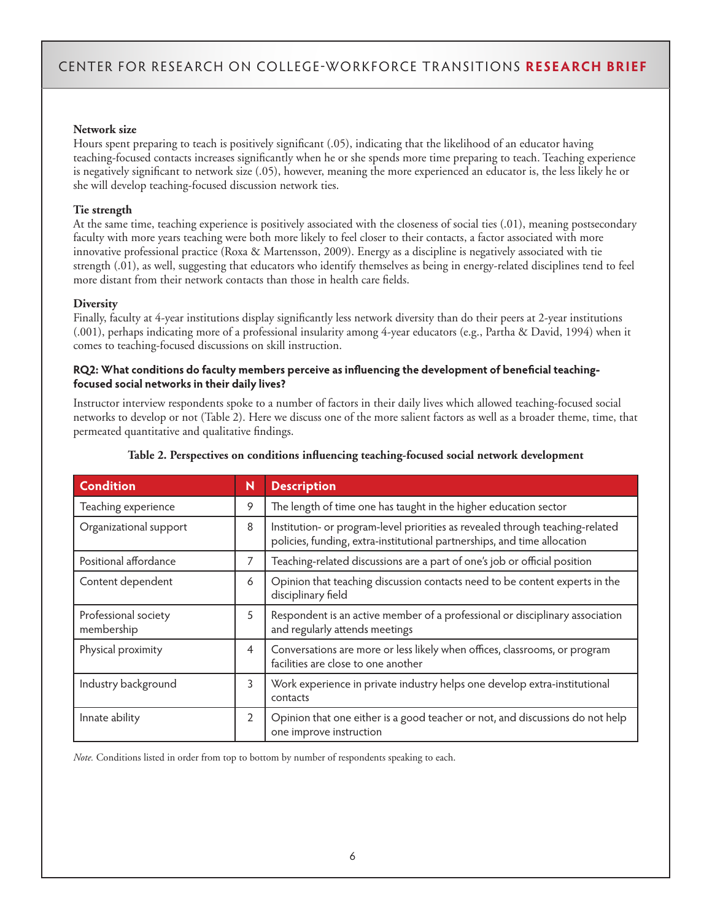**Network size**

Hours spent preparing to teach is positively significant (.05), indicating that the likelihood of an educator having teaching-focused contacts increases significantly when he or she spends more time preparing to teach. Teaching experience is negatively significant to network size (.05), however, meaning the more experienced an educator is, the less likely he or she will develop teaching-focused discussion network ties.

**Tie strength**

At the same time, teaching experience is positively associated with the closeness of social ties (.01), meaning postsecondary faculty with more years teaching were both more likely to feel closer to their contacts, a factor associated with more innovative professional practice (Roxa & Martensson, 2009). Energy as a discipline is negatively associated with tie strength (.01), as well, suggesting that educators who identify themselves as being in energy-related disciplines tend to feel more distant from their network contacts than those in health care fields.

**Diversity**

Finally, faculty at 4-year institutions display significantly less network diversity than do their peers at 2-year institutions (.001), perhaps indicating more of a professional insularity among 4-year educators (e.g., Partha & David, 1994) when it comes to teaching-focused discussions on skill instruction.

**RQ2: What conditions do faculty members perceive as influencing the development of beneficial teaching-focused social networks in their daily lives?**

Instructor interview respondents spoke to a number of factors in their daily lives which allowed teaching-focused social networks to develop or not (Table 2). Here we discuss one of the more salient factors as well as a broader theme, time, that permeated quantitative and qualitative findings.

**Table 2. Perspectives on conditions influencing teaching-focused social network development**

| Condition | N | Description |
|---|---|---|
| Teaching experience | 9 | The length of time one has taught in the higher education sector |
| Organizational support | 8 | Institution- or program-level priorities as revealed through teaching-related policies, funding, extra-institutional partnerships, and time allocation |
| Positional affordance | 7 | Teaching-related discussions are a part of one's job or official position |
| Content dependent | 6 | Opinion that teaching discussion contacts need to be content experts in the disciplinary field |
| Professional society membership | 5 | Respondent is an active member of a professional or disciplinary association and regularly attends meetings |
| Physical proximity | 4 | Conversations are more or less likely when offices, classrooms, or program facilities are close to one another |
| Industry background | 3 | Work experience in private industry helps one develop extra-institutional contacts |
| Innate ability | 2 | Opinion that one either is a good teacher or not, and discussions do not help one improve instruction |

*Note.* Conditions listed in order from top to bottom by number of respondents speaking to each.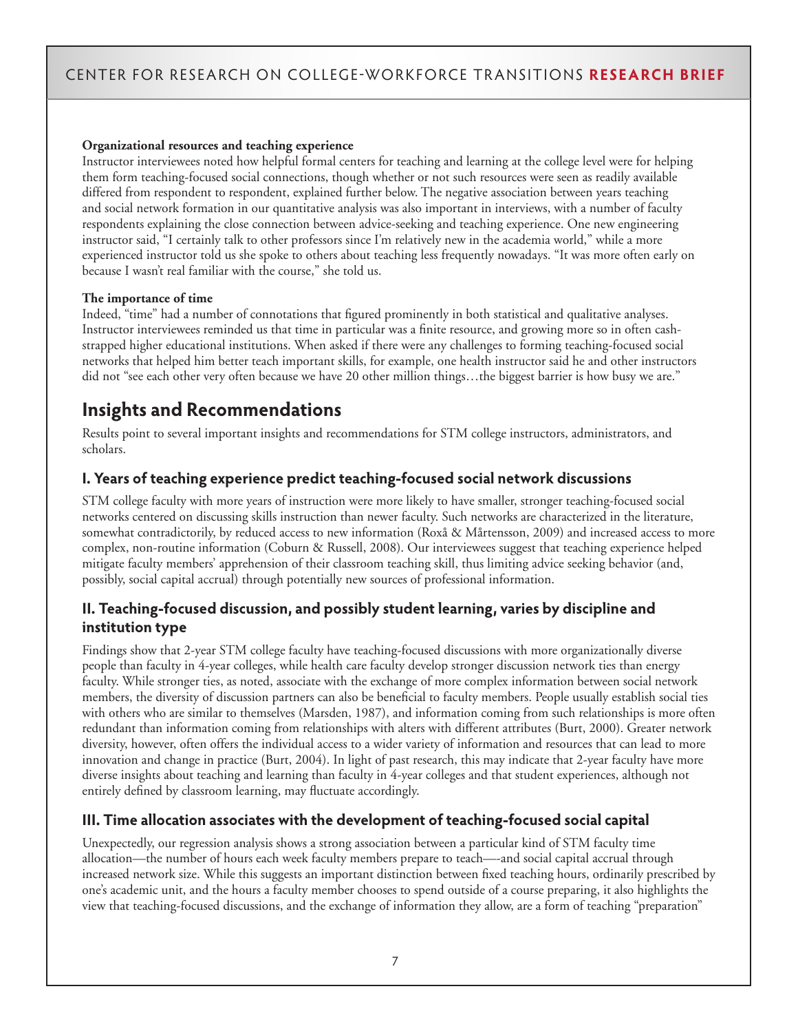**Organizational resources and teaching experience**

Instructor interviewees noted how helpful formal centers for teaching and learning at the college level were for helping them form teaching-focused social connections, though whether or not such resources were seen as readily available differed from respondent to respondent, explained further below. The negative association between years teaching and social network formation in our quantitative analysis was also important in interviews, with a number of faculty respondents explaining the close connection between advice-seeking and teaching experience. One new engineering instructor said, "I certainly talk to other professors since I'm relatively new in the academia world," while a more experienced instructor told us she spoke to others about teaching less frequently nowadays. "It was more often early on because I wasn't real familiar with the course," she told us.

**The importance of time**

Indeed, "time" had a number of connotations that figured prominently in both statistical and qualitative analyses. Instructor interviewees reminded us that time in particular was a finite resource, and growing more so in often cash-strapped higher educational institutions. When asked if there were any challenges to forming teaching-focused social networks that helped him better teach important skills, for example, one health instructor said he and other instructors did not "see each other very often because we have 20 other million things…the biggest barrier is how busy we are."

## Insights and Recommendations

Results point to several important insights and recommendations for STM college instructors, administrators, and scholars.

### I. Years of teaching experience predict teaching-focused social network discussions

STM college faculty with more years of instruction were more likely to have smaller, stronger teaching-focused social networks centered on discussing skills instruction than newer faculty. Such networks are characterized in the literature, somewhat contradictorily, by reduced access to new information (Roxå & Mårtensson, 2009) and increased access to more complex, non-routine information (Coburn & Russell, 2008). Our interviewees suggest that teaching experience helped mitigate faculty members' apprehension of their classroom teaching skill, thus limiting advice seeking behavior (and, possibly, social capital accrual) through potentially new sources of professional information.

### II. Teaching-focused discussion, and possibly student learning, varies by discipline and institution type

Findings show that 2-year STM college faculty have teaching-focused discussions with more organizationally diverse people than faculty in 4-year colleges, while health care faculty develop stronger discussion network ties than energy faculty. While stronger ties, as noted, associate with the exchange of more complex information between social network members, the diversity of discussion partners can also be beneficial to faculty members. People usually establish social ties with others who are similar to themselves (Marsden, 1987), and information coming from such relationships is more often redundant than information coming from relationships with alters with different attributes (Burt, 2000). Greater network diversity, however, often offers the individual access to a wider variety of information and resources that can lead to more innovation and change in practice (Burt, 2004). In light of past research, this may indicate that 2-year faculty have more diverse insights about teaching and learning than faculty in 4-year colleges and that student experiences, although not entirely defined by classroom learning, may fluctuate accordingly.

### III. Time allocation associates with the development of teaching-focused social capital

Unexpectedly, our regression analysis shows a strong association between a particular kind of STM faculty time allocation—the number of hours each week faculty members prepare to teach—-and social capital accrual through increased network size. While this suggests an important distinction between fixed teaching hours, ordinarily prescribed by one's academic unit, and the hours a faculty member chooses to spend outside of a course preparing, it also highlights the view that teaching-focused discussions, and the exchange of information they allow, are a form of teaching "preparation"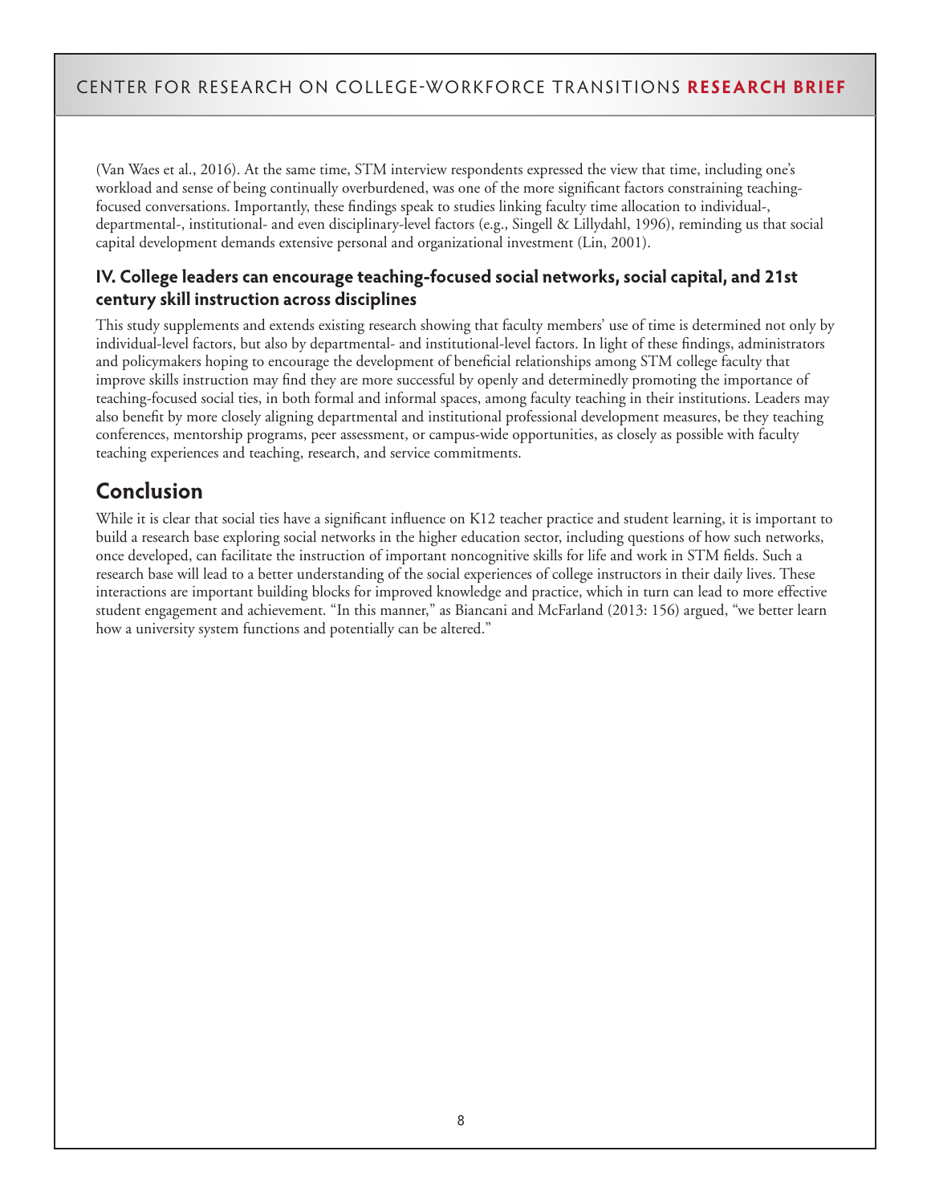(Van Waes et al., 2016). At the same time, STM interview respondents expressed the view that time, including one's workload and sense of being continually overburdened, was one of the more significant factors constraining teaching-focused conversations. Importantly, these findings speak to studies linking faculty time allocation to individual-, departmental-, institutional- and even disciplinary-level factors (e.g., Singell & Lillydahl, 1996), reminding us that social capital development demands extensive personal and organizational investment (Lin, 2001).

### IV. College leaders can encourage teaching-focused social networks, social capital, and 21st century skill instruction across disciplines

This study supplements and extends existing research showing that faculty members' use of time is determined not only by individual-level factors, but also by departmental- and institutional-level factors. In light of these findings, administrators and policymakers hoping to encourage the development of beneficial relationships among STM college faculty that improve skills instruction may find they are more successful by openly and determinedly promoting the importance of teaching-focused social ties, in both formal and informal spaces, among faculty teaching in their institutions. Leaders may also benefit by more closely aligning departmental and institutional professional development measures, be they teaching conferences, mentorship programs, peer assessment, or campus-wide opportunities, as closely as possible with faculty teaching experiences and teaching, research, and service commitments.

## Conclusion

While it is clear that social ties have a significant influence on K12 teacher practice and student learning, it is important to build a research base exploring social networks in the higher education sector, including questions of how such networks, once developed, can facilitate the instruction of important noncognitive skills for life and work in STM fields. Such a research base will lead to a better understanding of the social experiences of college instructors in their daily lives. These interactions are important building blocks for improved knowledge and practice, which in turn can lead to more effective student engagement and achievement. "In this manner," as Biancani and McFarland (2013: 156) argued, "we better learn how a university system functions and potentially can be altered."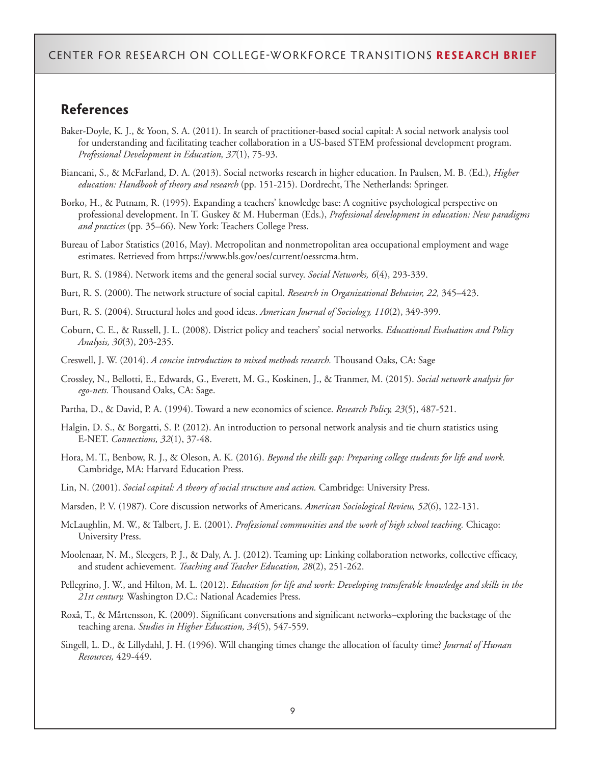## References

Baker-Doyle, K. J., & Yoon, S. A. (2011). In search of practitioner-based social capital: A social network analysis tool for understanding and facilitating teacher collaboration in a US-based STEM professional development program. *Professional Development in Education, 37*(1), 75-93.

Biancani, S., & McFarland, D. A. (2013). Social networks research in higher education. In Paulsen, M. B. (Ed.), *Higher education: Handbook of theory and research* (pp. 151-215). Dordrecht, The Netherlands: Springer.

Borko, H., & Putnam, R. (1995). Expanding a teachers' knowledge base: A cognitive psychological perspective on professional development. In T. Guskey & M. Huberman (Eds.), *Professional development in education: New paradigms and practices* (pp. 35–66). New York: Teachers College Press.

Bureau of Labor Statistics (2016, May). Metropolitan and nonmetropolitan area occupational employment and wage estimates. Retrieved from https://www.bls.gov/oes/current/oessrcma.htm.

Burt, R. S. (1984). Network items and the general social survey. *Social Networks, 6*(4), 293-339.

Burt, R. S. (2000). The network structure of social capital. *Research in Organizational Behavior, 22,* 345–423.

Burt, R. S. (2004). Structural holes and good ideas. *American Journal of Sociology, 110*(2), 349-399.

Coburn, C. E., & Russell, J. L. (2008). District policy and teachers' social networks. *Educational Evaluation and Policy Analysis, 30*(3), 203-235.

Creswell, J. W. (2014). *A concise introduction to mixed methods research.* Thousand Oaks, CA: Sage

Crossley, N., Bellotti, E., Edwards, G., Everett, M. G., Koskinen, J., & Tranmer, M. (2015). *Social network analysis for ego-nets.* Thousand Oaks, CA: Sage.

Partha, D., & David, P. A. (1994). Toward a new economics of science. *Research Policy, 23*(5), 487-521.

Halgin, D. S., & Borgatti, S. P. (2012). An introduction to personal network analysis and tie churn statistics using E-NET. *Connections, 32*(1), 37-48.

Hora, M. T., Benbow, R. J., & Oleson, A. K. (2016). *Beyond the skills gap: Preparing college students for life and work.* Cambridge, MA: Harvard Education Press.

Lin, N. (2001). *Social capital: A theory of social structure and action.* Cambridge: University Press.

Marsden, P. V. (1987). Core discussion networks of Americans. *American Sociological Review, 52*(6), 122-131.

McLaughlin, M. W., & Talbert, J. E. (2001). *Professional communities and the work of high school teaching.* Chicago: University Press.

Moolenaar, N. M., Sleegers, P. J., & Daly, A. J. (2012). Teaming up: Linking collaboration networks, collective efficacy, and student achievement. *Teaching and Teacher Education, 28*(2), 251-262.

Pellegrino, J. W., and Hilton, M. L. (2012). *Education for life and work: Developing transferable knowledge and skills in the 21st century.* Washington D.C.: National Academies Press.

Roxå, T., & Mårtensson, K. (2009). Significant conversations and significant networks–exploring the backstage of the teaching arena. *Studies in Higher Education, 34*(5), 547-559.

Singell, L. D., & Lillydahl, J. H. (1996). Will changing times change the allocation of faculty time? *Journal of Human Resources,* 429-449.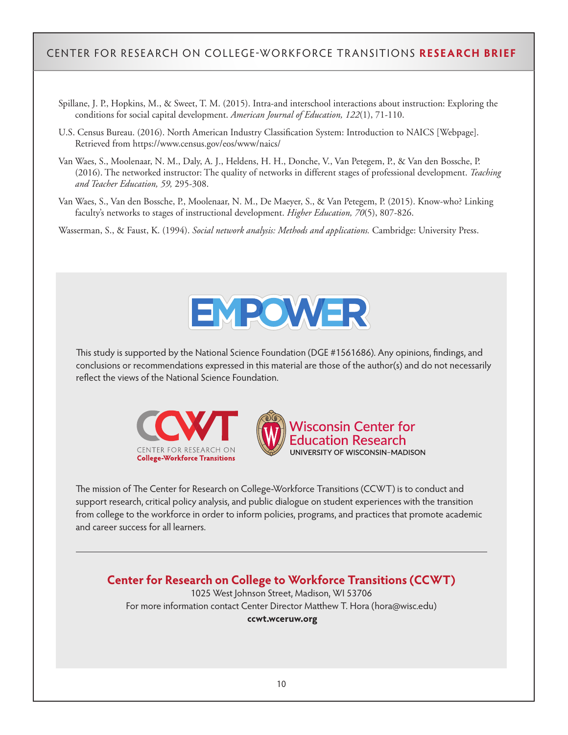Spillane, J. P., Hopkins, M., & Sweet, T. M. (2015). Intra-and interschool interactions about instruction: Exploring the conditions for social capital development. *American Journal of Education, 122*(1), 71-110.

U.S. Census Bureau. (2016). North American Industry Classification System: Introduction to NAICS [Webpage]. Retrieved from https://www.census.gov/eos/www/naics/

Van Waes, S., Moolenaar, N. M., Daly, A. J., Heldens, H. H., Donche, V., Van Petegem, P., & Van den Bossche, P. (2016). The networked instructor: The quality of networks in different stages of professional development. *Teaching and Teacher Education, 59,* 295-308.

Van Waes, S., Van den Bossche, P., Moolenaar, N. M., De Maeyer, S., & Van Petegem, P. (2015). Know-who? Linking faculty's networks to stages of instructional development. *Higher Education, 70*(5), 807-826.

Wasserman, S., & Faust, K. (1994). *Social network analysis: Methods and applications.* Cambridge: University Press.

EMPOWER

This study is supported by the National Science Foundation (DGE #1561686). Any opinions, findings, and conclusions or recommendations expressed in this material are those of the author(s) and do not necessarily reflect the views of the National Science Foundation.

CCWT CENTER FOR RESEARCH ON **College-Workforce Transitions**

Wisconsin Center for Education Research
UNIVERSITY OF WISCONSIN–MADISON

The mission of The Center for Research on College-Workforce Transitions (CCWT) is to conduct and support research, critical policy analysis, and public dialogue on student experiences with the transition from college to the workforce in order to inform policies, programs, and practices that promote academic and career success for all learners.

---

**Center for Research on College to Workforce Transitions (CCWT)**
1025 West Johnson Street, Madison, WI 53706
For more information contact Center Director Matthew T. Hora (hora@wisc.edu)
**ccwt.wceruw.org**